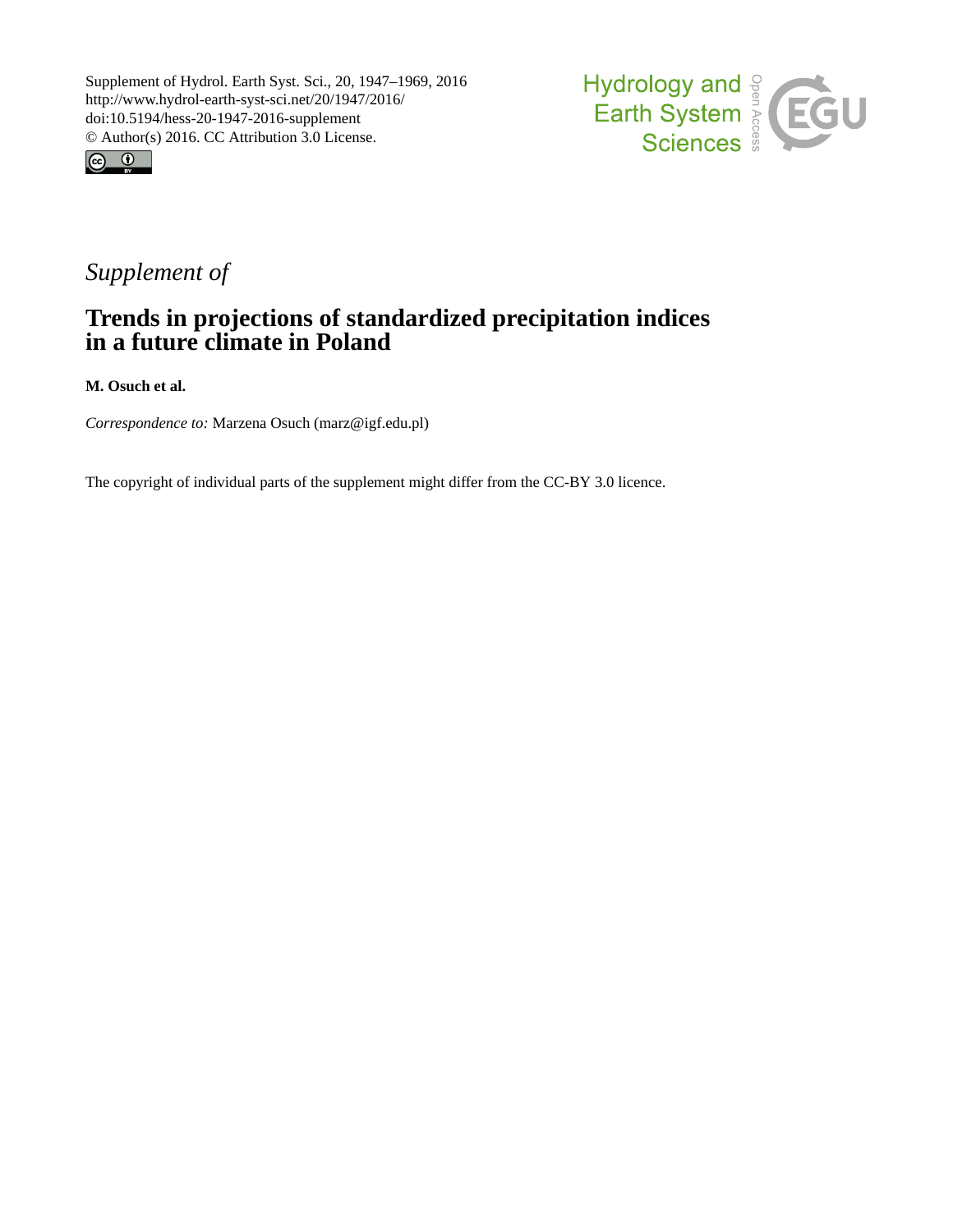Supplement of Hydrol. Earth Syst. Sci., 20, 1947–1969, 2016
http://www.hydrol-earth-syst-sci.net/20/1947/2016/
doi:10.5194/hess-20-1947-2016-supplement
© Author(s) 2016. CC Attribution 3.0 License.

*Supplement of*

# Trends in projections of standardized precipitation indices in a future climate in Poland

**M. Osuch et al.**

*Correspondence to:* Marzena Osuch (marz@igf.edu.pl)

The copyright of individual parts of the supplement might differ from the CC-BY 3.0 licence.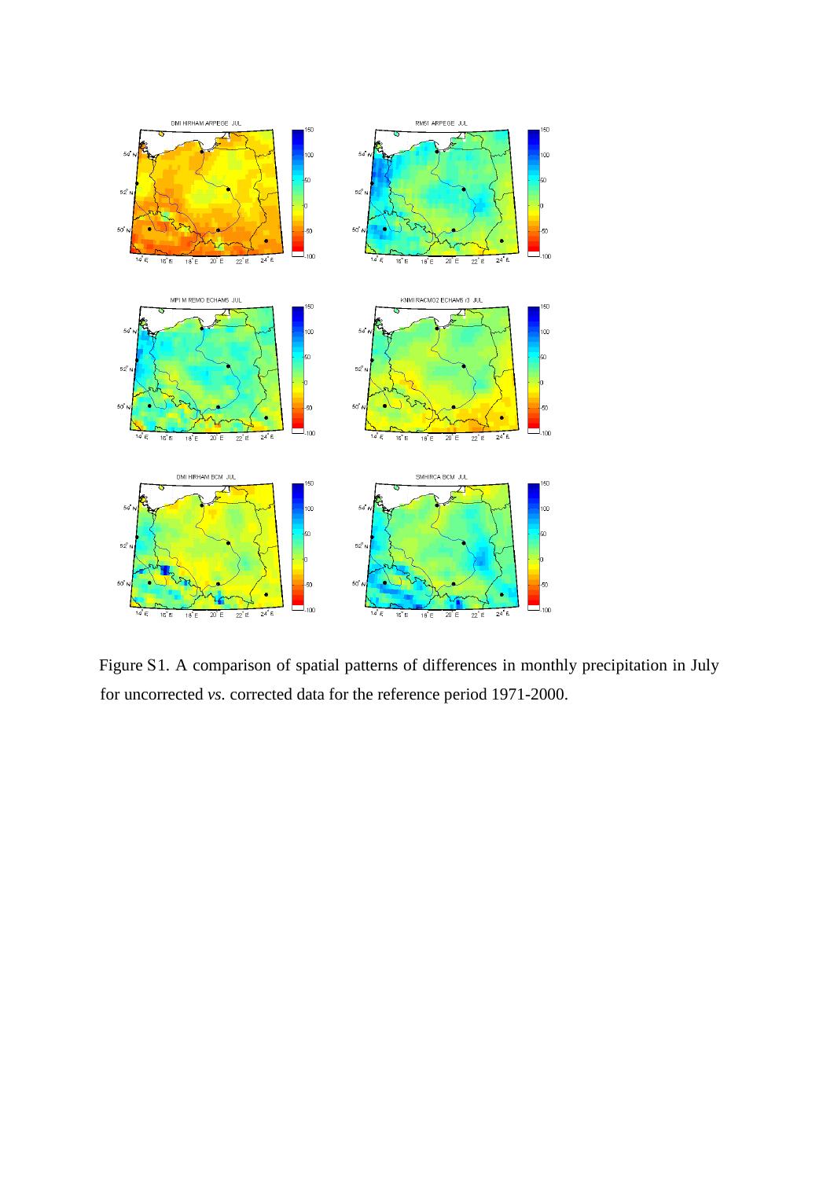Figure S1. A comparison of spatial patterns of differences in monthly precipitation in July for uncorrected *vs.* corrected data for the reference period 1971-2000.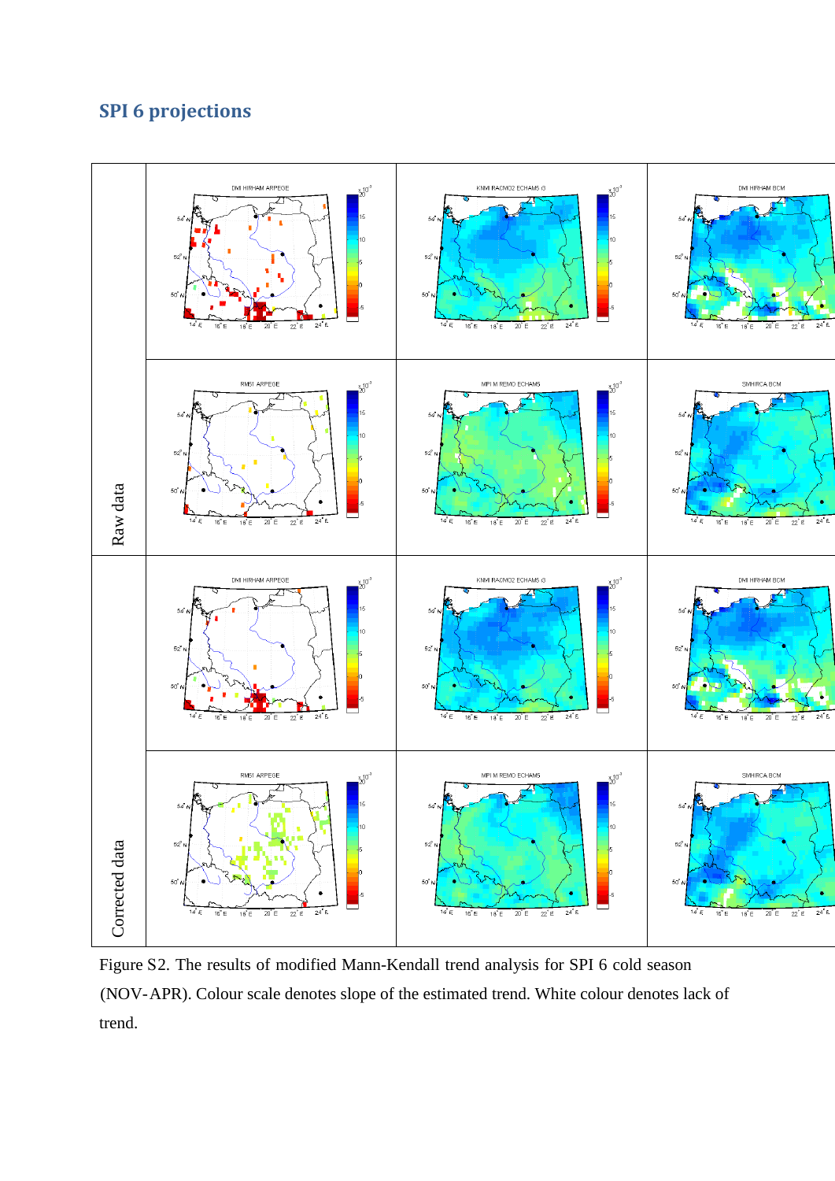## SPI 6 projections

Figure S2. The results of modified Mann-Kendall trend analysis for SPI 6 cold season (NOV-APR). Colour scale denotes slope of the estimated trend. White colour denotes lack of trend.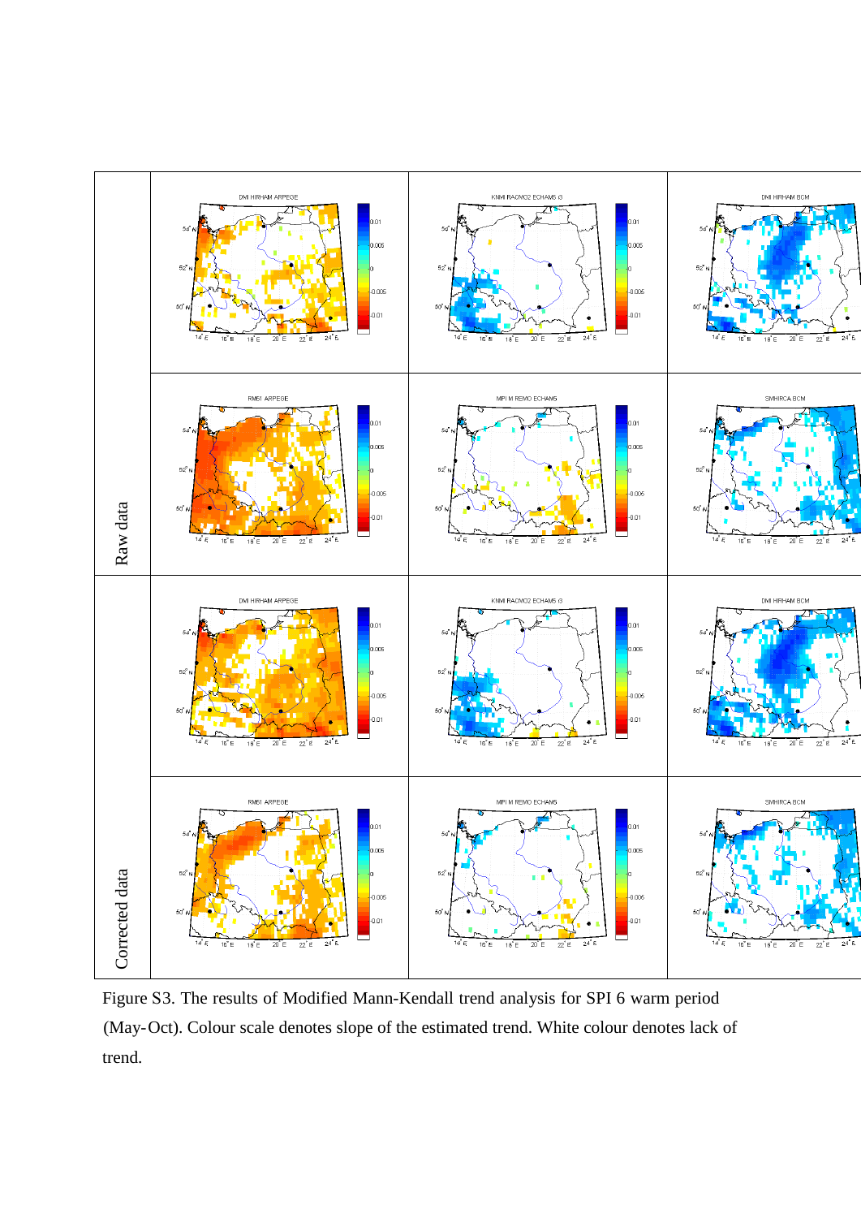Figure S3. The results of Modified Mann-Kendall trend analysis for SPI 6 warm period (May-Oct). Colour scale denotes slope of the estimated trend. White colour denotes lack of trend.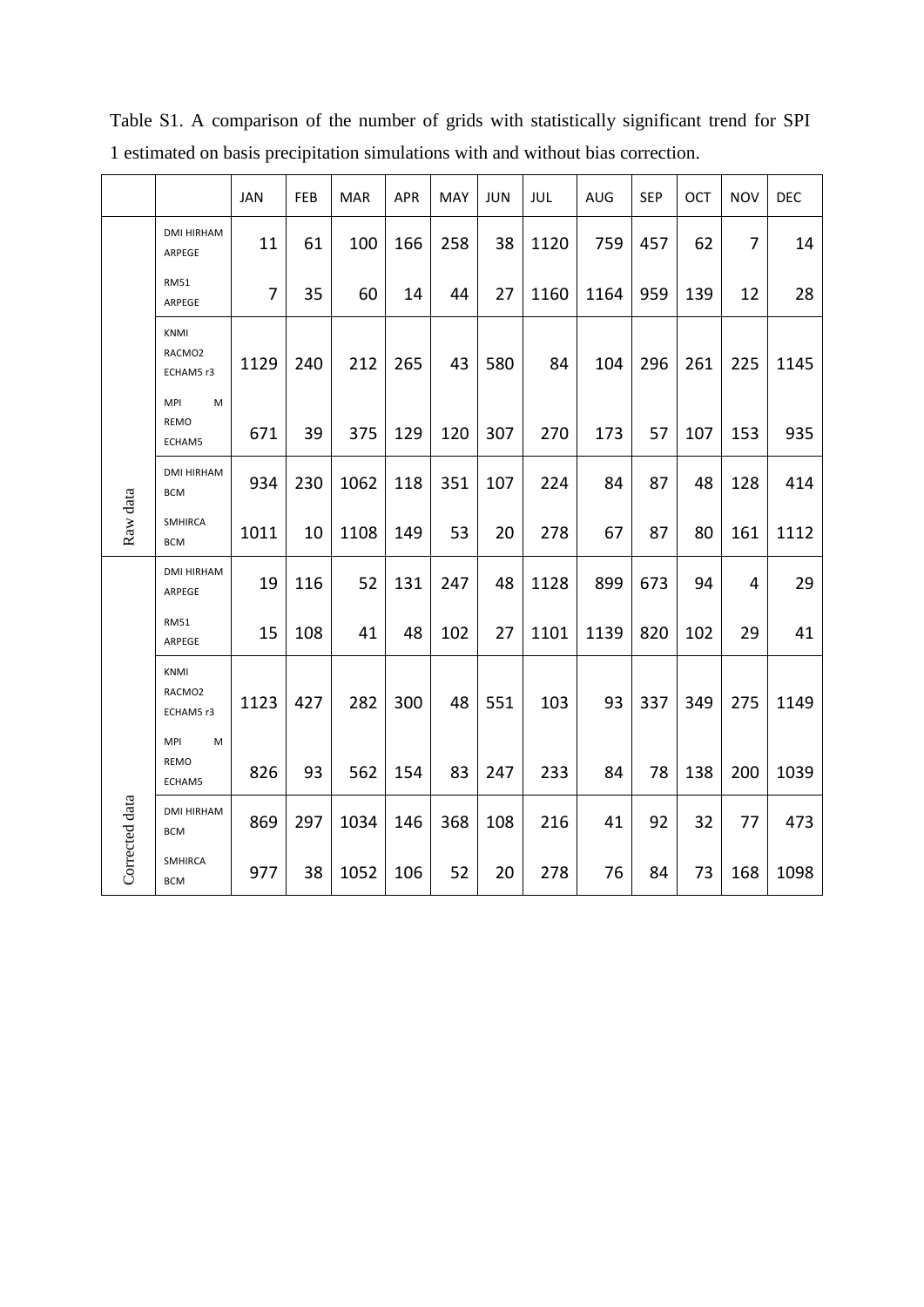Table S1. A comparison of the number of grids with statistically significant trend for SPI 1 estimated on basis precipitation simulations with and without bias correction.

| | | JAN | FEB | MAR | APR | MAY | JUN | JUL | AUG | SEP | OCT | NOV | DEC |
|---|---|---|---|---|---|---|---|---|---|---|---|---|---|
| Raw data | DMI HIRHAM ARPEGE | 11 | 61 | 100 | 166 | 258 | 38 | 1120 | 759 | 457 | 62 | 7 | 14 |
| | RM51 ARPEGE | 7 | 35 | 60 | 14 | 44 | 27 | 1160 | 1164 | 959 | 139 | 12 | 28 |
| | KNMI RACMO2 ECHAM5 r3 | 1129 | 240 | 212 | 265 | 43 | 580 | 84 | 104 | 296 | 261 | 225 | 1145 |
| | MPI M REMO ECHAM5 | 671 | 39 | 375 | 129 | 120 | 307 | 270 | 173 | 57 | 107 | 153 | 935 |
| | DMI HIRHAM BCM | 934 | 230 | 1062 | 118 | 351 | 107 | 224 | 84 | 87 | 48 | 128 | 414 |
| | SMHIRCA BCM | 1011 | 10 | 1108 | 149 | 53 | 20 | 278 | 67 | 87 | 80 | 161 | 1112 |
| Corrected data | DMI HIRHAM ARPEGE | 19 | 116 | 52 | 131 | 247 | 48 | 1128 | 899 | 673 | 94 | 4 | 29 |
| | RM51 ARPEGE | 15 | 108 | 41 | 48 | 102 | 27 | 1101 | 1139 | 820 | 102 | 29 | 41 |
| | KNMI RACMO2 ECHAM5 r3 | 1123 | 427 | 282 | 300 | 48 | 551 | 103 | 93 | 337 | 349 | 275 | 1149 |
| | MPI M REMO ECHAM5 | 826 | 93 | 562 | 154 | 83 | 247 | 233 | 84 | 78 | 138 | 200 | 1039 |
| | DMI HIRHAM BCM | 869 | 297 | 1034 | 146 | 368 | 108 | 216 | 41 | 92 | 32 | 77 | 473 |
| | SMHIRCA BCM | 977 | 38 | 1052 | 106 | 52 | 20 | 278 | 76 | 84 | 73 | 168 | 1098 |